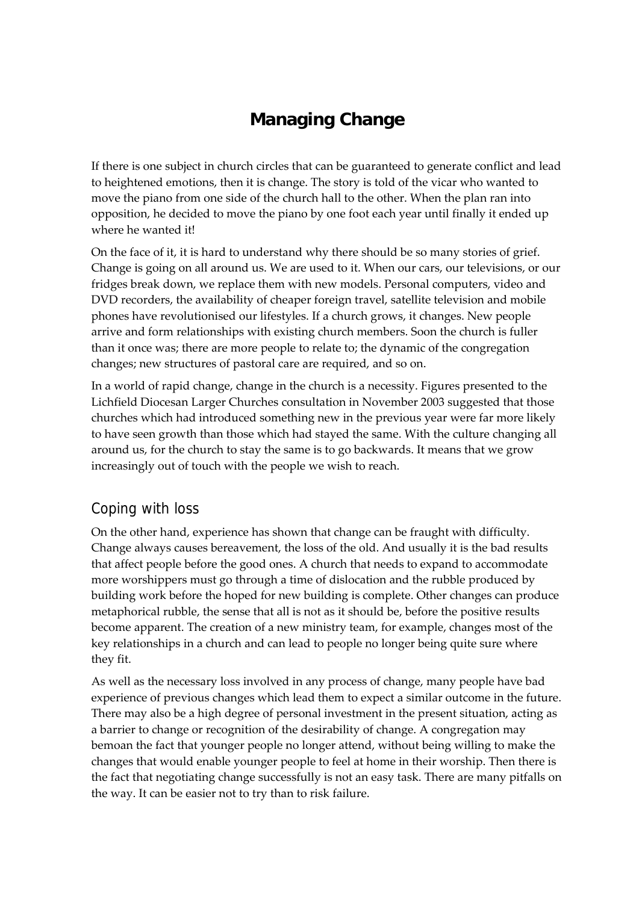# Managing Change

If there is one subject in church circles that can be guaranteed to generate conflict and lead to heightened emotions, then it is change. The story is told of the vicar who wanted to move the piano from one side of the church hall to the other. When the plan ran into opposition, he decided to move the piano by one foot each year until finally it ended up where he wanted it!

On the face of it, it is hard to understand why there should be so many stories of grief. Change is going on all around us. We are used to it. When our cars, our televisions, or our fridges break down, we replace them with new models. Personal computers, video and DVD recorders, the availability of cheaper foreign travel, satellite television and mobile phones have revolutionised our lifestyles. If a church grows, it changes. New people arrive and form relationships with existing church members. Soon the church is fuller than it once was; there are more people to relate to; the dynamic of the congregation changes; new structures of pastoral care are required, and so on.

In a world of rapid change, change in the church is a necessity. Figures presented to the Lichfield Diocesan Larger Churches consultation in November 2003 suggested that those churches which had introduced something new in the previous year were far more likely to have seen growth than those which had stayed the same. With the culture changing all around us, for the church to stay the same is to go backwards. It means that we grow increasingly out of touch with the people we wish to reach.

## Coping with loss

On the other hand, experience has shown that change can be fraught with difficulty. Change always causes bereavement, the loss of the old. And usually it is the bad results that affect people before the good ones. A church that needs to expand to accommodate more worshippers must go through a time of dislocation and the rubble produced by building work before the hoped for new building is complete. Other changes can produce metaphorical rubble, the sense that all is not as it should be, before the positive results become apparent. The creation of a new ministry team, for example, changes most of the key relationships in a church and can lead to people no longer being quite sure where they fit.

As well as the necessary loss involved in any process of change, many people have bad experience of previous changes which lead them to expect a similar outcome in the future. There may also be a high degree of personal investment in the present situation, acting as a barrier to change or recognition of the desirability of change. A congregation may bemoan the fact that younger people no longer attend, without being willing to make the changes that would enable younger people to feel at home in their worship. Then there is the fact that negotiating change successfully is not an easy task. There are many pitfalls on the way. It can be easier not to try than to risk failure.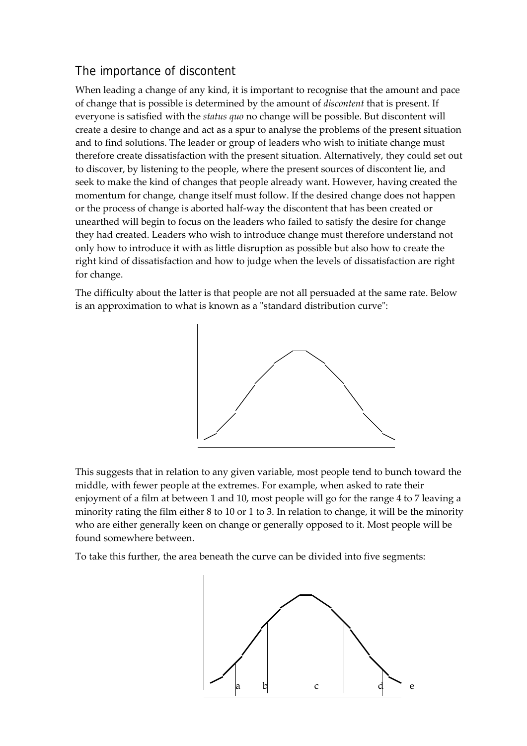## The importance of discontent

When leading a change of any kind, it is important to recognise that the amount and pace of change that is possible is determined by the amount of *discontent* that is present. If everyone is satisfied with the *status quo* no change will be possible. But discontent will create a desire to change and act as a spur to analyse the problems of the present situation and to find solutions. The leader or group of leaders who wish to initiate change must therefore create dissatisfaction with the present situation. Alternatively, they could set out to discover, by listening to the people, where the present sources of discontent lie, and seek to make the kind of changes that people already want. However, having created the momentum for change, change itself must follow. If the desired change does not happen or the process of change is aborted half-way the discontent that has been created or unearthed will begin to focus on the leaders who failed to satisfy the desire for change they had created. Leaders who wish to introduce change must therefore understand not only how to introduce it with as little disruption as possible but also how to create the right kind of dissatisfaction and how to judge when the levels of dissatisfaction are right for change.

The difficulty about the latter is that people are not all persuaded at the same rate. Below is an approximation to what is known as a "standard distribution curve":

This suggests that in relation to any given variable, most people tend to bunch toward the middle, with fewer people at the extremes. For example, when asked to rate their enjoyment of a film at between 1 and 10, most people will go for the range 4 to 7 leaving a minority rating the film either 8 to 10 or 1 to 3. In relation to change, it will be the minority who are either generally keen on change or generally opposed to it. Most people will be found somewhere between.

To take this further, the area beneath the curve can be divided into five segments:

a b c d e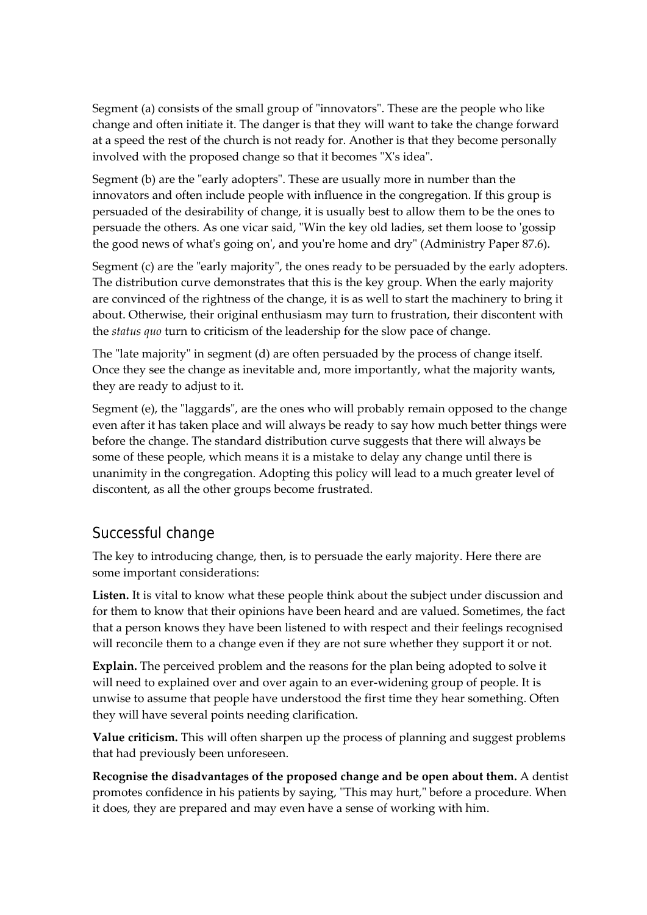Segment (a) consists of the small group of "innovators". These are the people who like change and often initiate it. The danger is that they will want to take the change forward at a speed the rest of the church is not ready for. Another is that they become personally involved with the proposed change so that it becomes "X's idea".

Segment (b) are the "early adopters". These are usually more in number than the innovators and often include people with influence in the congregation. If this group is persuaded of the desirability of change, it is usually best to allow them to be the ones to persuade the others. As one vicar said, "Win the key old ladies, set them loose to 'gossip the good news of what's going on', and you're home and dry" (Administry Paper 87.6).

Segment (c) are the "early majority", the ones ready to be persuaded by the early adopters. The distribution curve demonstrates that this is the key group. When the early majority are convinced of the rightness of the change, it is as well to start the machinery to bring it about. Otherwise, their original enthusiasm may turn to frustration, their discontent with the *status quo* turn to criticism of the leadership for the slow pace of change.

The "late majority" in segment (d) are often persuaded by the process of change itself. Once they see the change as inevitable and, more importantly, what the majority wants, they are ready to adjust to it.

Segment (e), the "laggards", are the ones who will probably remain opposed to the change even after it has taken place and will always be ready to say how much better things were before the change. The standard distribution curve suggests that there will always be some of these people, which means it is a mistake to delay any change until there is unanimity in the congregation. Adopting this policy will lead to a much greater level of discontent, as all the other groups become frustrated.

## Successful change

The key to introducing change, then, is to persuade the early majority. Here there are some important considerations:

**Listen.** It is vital to know what these people think about the subject under discussion and for them to know that their opinions have been heard and are valued. Sometimes, the fact that a person knows they have been listened to with respect and their feelings recognised will reconcile them to a change even if they are not sure whether they support it or not.

**Explain.** The perceived problem and the reasons for the plan being adopted to solve it will need to explained over and over again to an ever-widening group of people. It is unwise to assume that people have understood the first time they hear something. Often they will have several points needing clarification.

**Value criticism.** This will often sharpen up the process of planning and suggest problems that had previously been unforeseen.

**Recognise the disadvantages of the proposed change and be open about them.** A dentist promotes confidence in his patients by saying, "This may hurt," before a procedure. When it does, they are prepared and may even have a sense of working with him.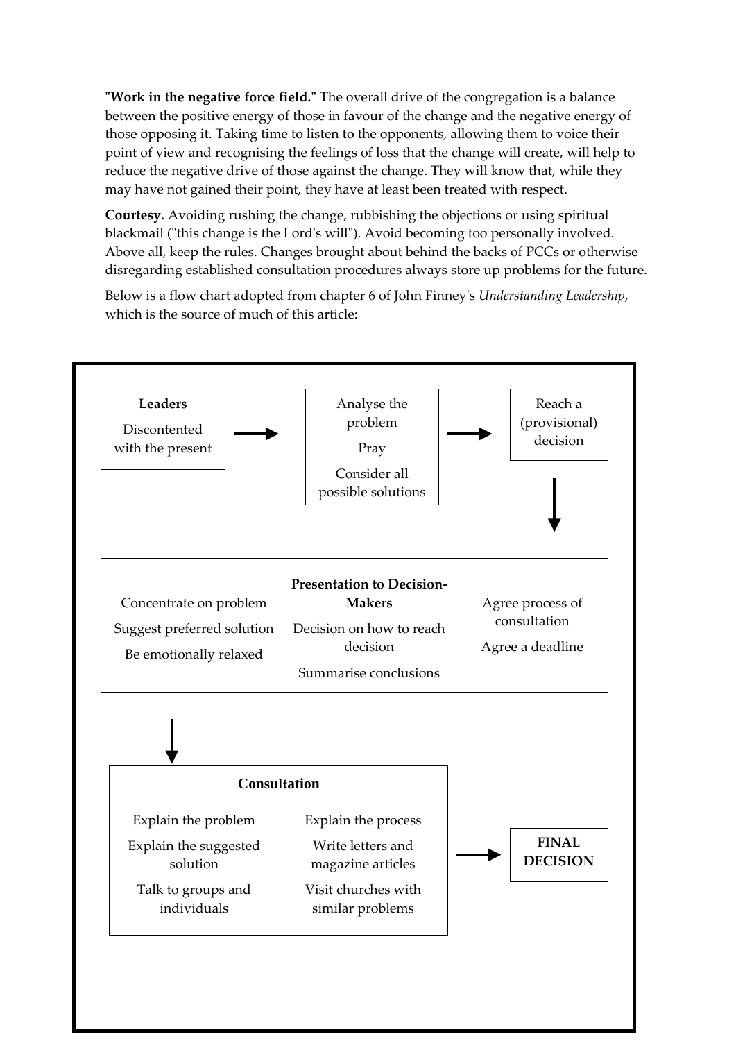"**Work in the negative force field.**" The overall drive of the congregation is a balance between the positive energy of those in favour of the change and the negative energy of those opposing it. Taking time to listen to the opponents, allowing them to voice their point of view and recognising the feelings of loss that the change will create, will help to reduce the negative drive of those against the change. They will know that, while they may have not gained their point, they have at least been treated with respect.

**Courtesy.** Avoiding rushing the change, rubbishing the objections or using spiritual blackmail ("this change is the Lord's will"). Avoid becoming too personally involved. Above all, keep the rules. Changes brought about behind the backs of PCCs or otherwise disregarding established consultation procedures always store up problems for the future.

Below is a flow chart adopted from chapter 6 of John Finney's *Understanding Leadership*, which is the source of much of this article:

**Leaders**
Discontented with the present

→

Analyse the problem
Pray
Consider all possible solutions

→

Reach a (provisional) decision

↓

**Presentation to Decision-Makers**
Concentrate on problem
Suggest preferred solution
Be emotionally relaxed
Decision on how to reach decision
Summarise conclusions
Agree process of consultation
Agree a deadline

↓

**Consultation**
Explain the problem
Explain the suggested solution
Talk to groups and individuals
Explain the process
Write letters and magazine articles
Visit churches with similar problems

→

**FINAL DECISION**